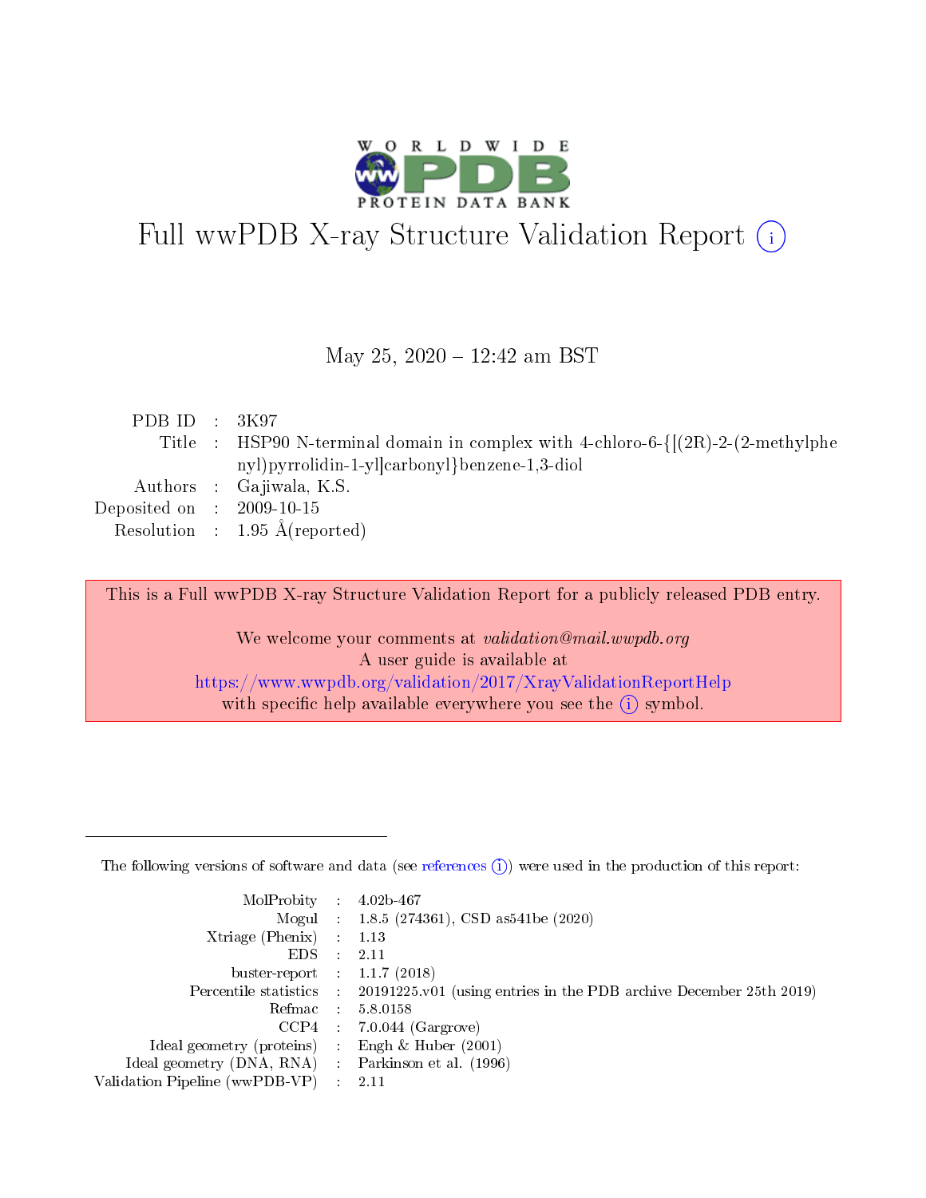# Full wwPDB X-ray Structure Validation Report (i)

May 25, 2020 – 12:42 am BST

| | | |
|---|---|---|
| PDB ID | : | 3K97 |
| Title | : | HSP90 N-terminal domain in complex with 4-chloro-6-{[(2R)-2-(2-methylphenyl)pyrrolidin-1-yl]carbonyl}benzene-1,3-diol |
| Authors | : | Gajiwala, K.S. |
| Deposited on | : | 2009-10-15 |
| Resolution | : | 1.95 Å(reported) |

This is a Full wwPDB X-ray Structure Validation Report for a publicly released PDB entry.

We welcome your comments at *validation@mail.wwpdb.org*
A user guide is available at
https://www.wwpdb.org/validation/2017/XrayValidationReportHelp
with specific help available everywhere you see the (i) symbol.

---

The following versions of software and data (see references (i)) were used in the production of this report:

| | | |
|---|---|---|
| MolProbity | : | 4.02b-467 |
| Mogul | : | 1.8.5 (274361), CSD as541be (2020) |
| Xtriage (Phenix) | : | 1.13 |
| EDS | : | 2.11 |
| buster-report | : | 1.1.7 (2018) |
| Percentile statistics | : | 20191225.v01 (using entries in the PDB archive December 25th 2019) |
| Refmac | : | 5.8.0158 |
| CCP4 | : | 7.0.044 (Gargrove) |
| Ideal geometry (proteins) | : | Engh & Huber (2001) |
| Ideal geometry (DNA, RNA) | : | Parkinson et al. (1996) |
| Validation Pipeline (wwPDB-VP) | : | 2.11 |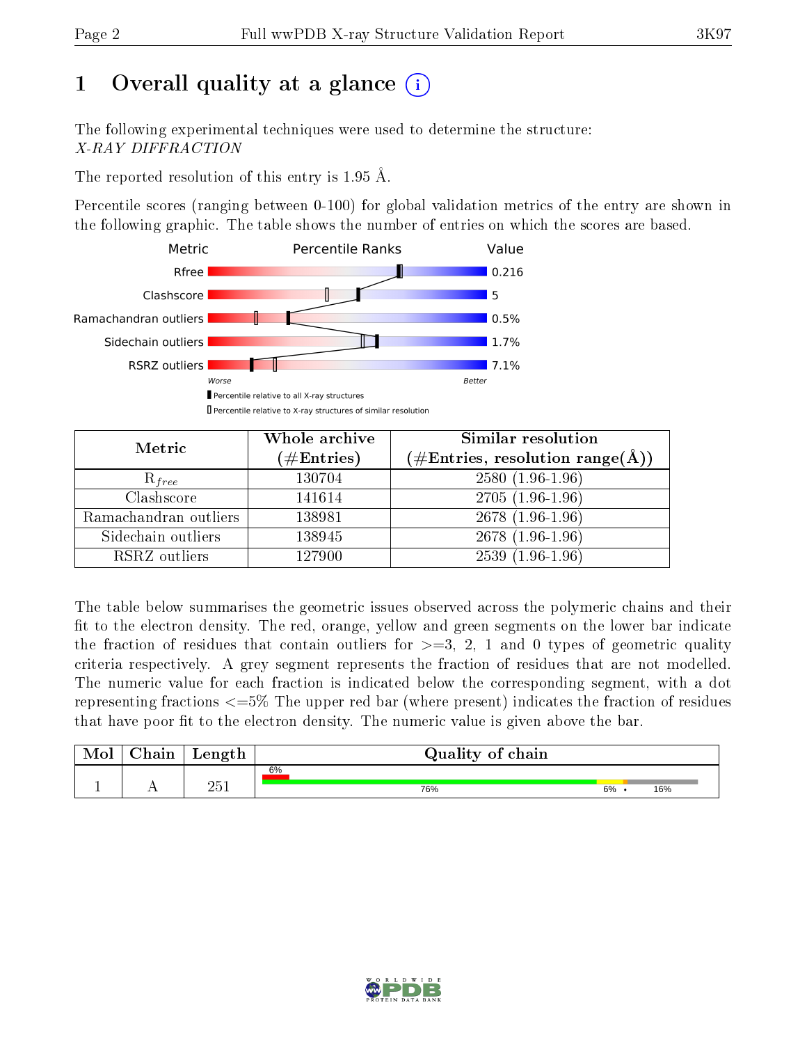# 1 Overall quality at a glance (i)

The following experimental techniques were used to determine the structure:
*X-RAY DIFFRACTION*

The reported resolution of this entry is 1.95 Å.

Percentile scores (ranging between 0-100) for global validation metrics of the entry are shown in the following graphic. The table shows the number of entries on which the scores are based.

| Metric | Value |
|---|---|
| Rfree | 0.216 |
| Clashscore | 5 |
| Ramachandran outliers | 0.5% |
| Sidechain outliers | 1.7% |
| RSRZ outliers | 7.1% |

Worse — Better

▮ Percentile relative to all X-ray structures
▯ Percentile relative to X-ray structures of similar resolution

| Metric | Whole archive (#Entries) | Similar resolution (#Entries, resolution range(Å)) |
|---|---|---|
| $R_{free}$ | 130704 | 2580 (1.96-1.96) |
| Clashscore | 141614 | 2705 (1.96-1.96) |
| Ramachandran outliers | 138981 | 2678 (1.96-1.96) |
| Sidechain outliers | 138945 | 2678 (1.96-1.96) |
| RSRZ outliers | 127900 | 2539 (1.96-1.96) |

The table below summarises the geometric issues observed across the polymeric chains and their fit to the electron density. The red, orange, yellow and green segments on the lower bar indicate the fraction of residues that contain outliers for >=3, 2, 1 and 0 types of geometric quality criteria respectively. A grey segment represents the fraction of residues that are not modelled. The numeric value for each fraction is indicated below the corresponding segment, with a dot representing fractions <=5% The upper red bar (where present) indicates the fraction of residues that have poor fit to the electron density. The numeric value is given above the bar.

| Mol | Chain | Length | Quality of chain |
|---|---|---|---|
| 1 | A | 251 | 6% (poor fit); 76% green, 6% yellow, • , 16% grey |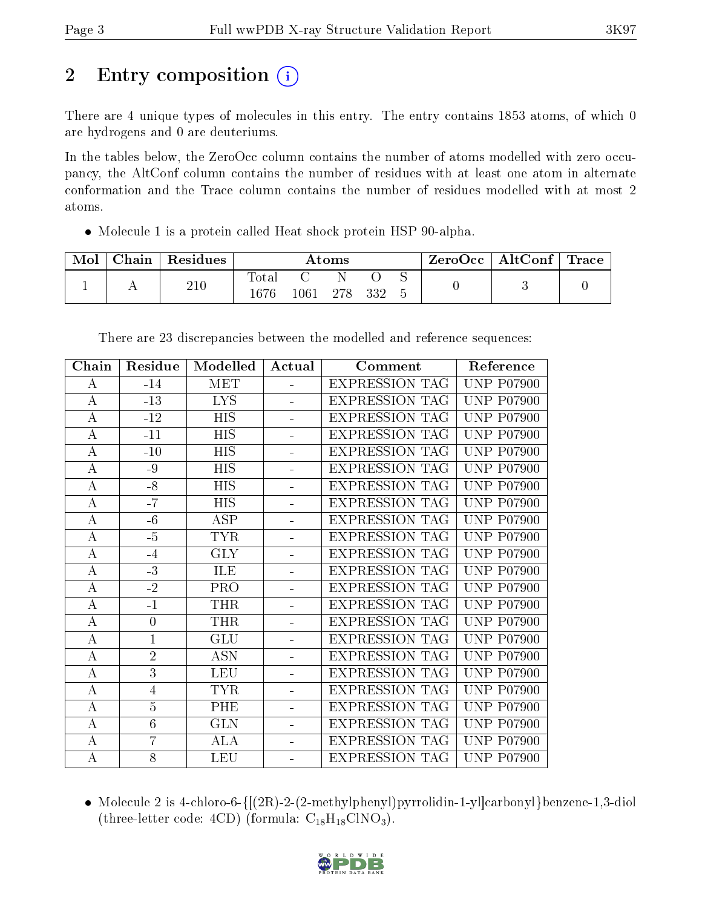## 2 Entry composition

There are 4 unique types of molecules in this entry. The entry contains 1853 atoms, of which 0 are hydrogens and 0 are deuteriums.

In the tables below, the ZeroOcc column contains the number of atoms modelled with zero occupancy, the AltConf column contains the number of residues with at least one atom in alternate conformation and the Trace column contains the number of residues modelled with at most 2 atoms.

- Molecule 1 is a protein called Heat shock protein HSP 90-alpha.

| Mol | Chain | Residues | Atoms | | | | | ZeroOcc | AltConf | Trace |
|---|---|---|---|---|---|---|---|---|---|---|
| | | | Total | C | N | O | S | | | |
| 1 | A | 210 | 1676 | 1061 | 278 | 332 | 5 | 0 | 3 | 0 |

There are 23 discrepancies between the modelled and reference sequences:

| Chain | Residue | Modelled | Actual | Comment | Reference |
|---|---|---|---|---|---|
| A | -14 | MET | - | EXPRESSION TAG | UNP P07900 |
| A | -13 | LYS | - | EXPRESSION TAG | UNP P07900 |
| A | -12 | HIS | - | EXPRESSION TAG | UNP P07900 |
| A | -11 | HIS | - | EXPRESSION TAG | UNP P07900 |
| A | -10 | HIS | - | EXPRESSION TAG | UNP P07900 |
| A | -9 | HIS | - | EXPRESSION TAG | UNP P07900 |
| A | -8 | HIS | - | EXPRESSION TAG | UNP P07900 |
| A | -7 | HIS | - | EXPRESSION TAG | UNP P07900 |
| A | -6 | ASP | - | EXPRESSION TAG | UNP P07900 |
| A | -5 | TYR | - | EXPRESSION TAG | UNP P07900 |
| A | -4 | GLY | - | EXPRESSION TAG | UNP P07900 |
| A | -3 | ILE | - | EXPRESSION TAG | UNP P07900 |
| A | -2 | PRO | - | EXPRESSION TAG | UNP P07900 |
| A | -1 | THR | - | EXPRESSION TAG | UNP P07900 |
| A | 0 | THR | - | EXPRESSION TAG | UNP P07900 |
| A | 1 | GLU | - | EXPRESSION TAG | UNP P07900 |
| A | 2 | ASN | - | EXPRESSION TAG | UNP P07900 |
| A | 3 | LEU | - | EXPRESSION TAG | UNP P07900 |
| A | 4 | TYR | - | EXPRESSION TAG | UNP P07900 |
| A | 5 | PHE | - | EXPRESSION TAG | UNP P07900 |
| A | 6 | GLN | - | EXPRESSION TAG | UNP P07900 |
| A | 7 | ALA | - | EXPRESSION TAG | UNP P07900 |
| A | 8 | LEU | - | EXPRESSION TAG | UNP P07900 |

- Molecule 2 is 4-chloro-6-{[(2R)-2-(2-methylphenyl)pyrrolidin-1-yl]carbonyl}benzene-1,3-diol (three-letter code: 4CD) (formula: $C_{18}H_{18}ClNO_3$).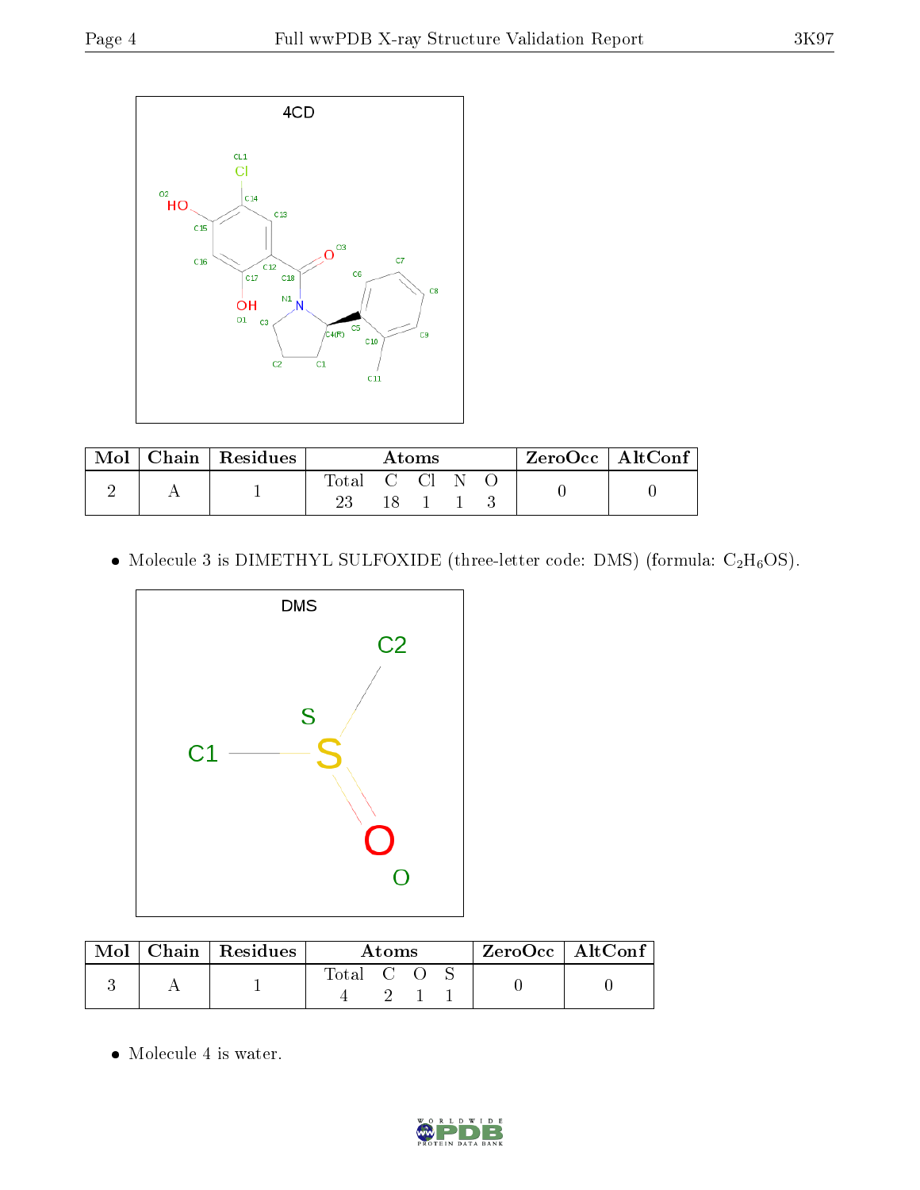| Mol | Chain | Residues | Atoms | | | | | ZeroOcc | AltConf |
|---|---|---|---|---|---|---|---|---|---|
| | | | Total | C | Cl | N | O | | |
| 2 | A | 1 | 23 | 18 | 1 | 1 | 3 | 0 | 0 |

- Molecule 3 is DIMETHYL SULFOXIDE (three-letter code: DMS) (formula: $C_2H_6OS$).

| Mol | Chain | Residues | Atoms | | | | ZeroOcc | AltConf |
|---|---|---|---|---|---|---|---|---|
| | | | Total | C | O | S | | |
| 3 | A | 1 | 4 | 2 | 1 | 1 | 0 | 0 |

- Molecule 4 is water.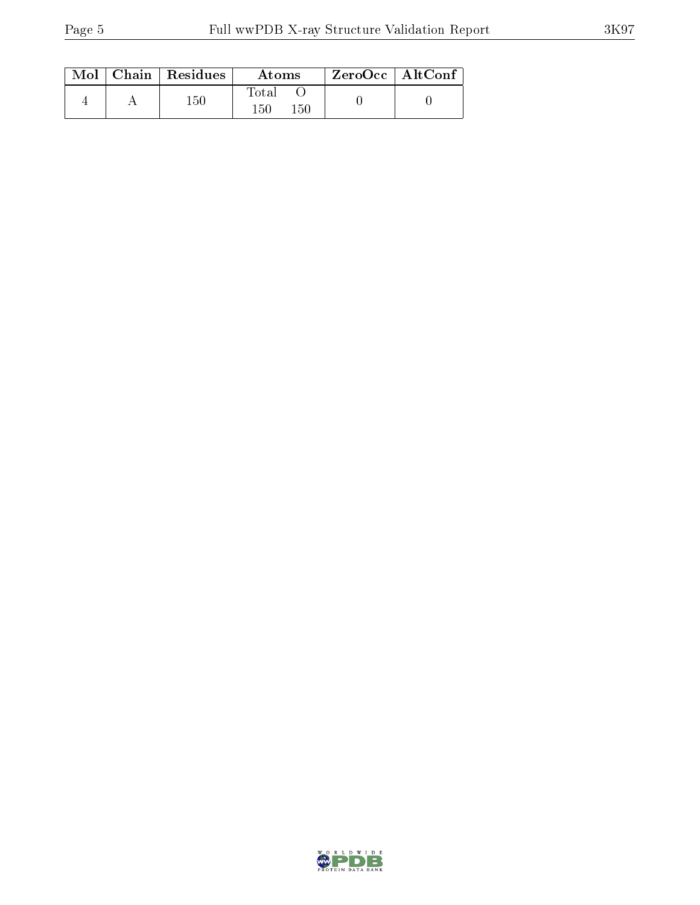| Mol | Chain | Residues | Atoms | | ZeroOcc | AltConf |
|---|---|---|---|---|---|---|
| | | | Total | O | | |
| 4 | A | 150 | 150 | 150 | 0 | 0 |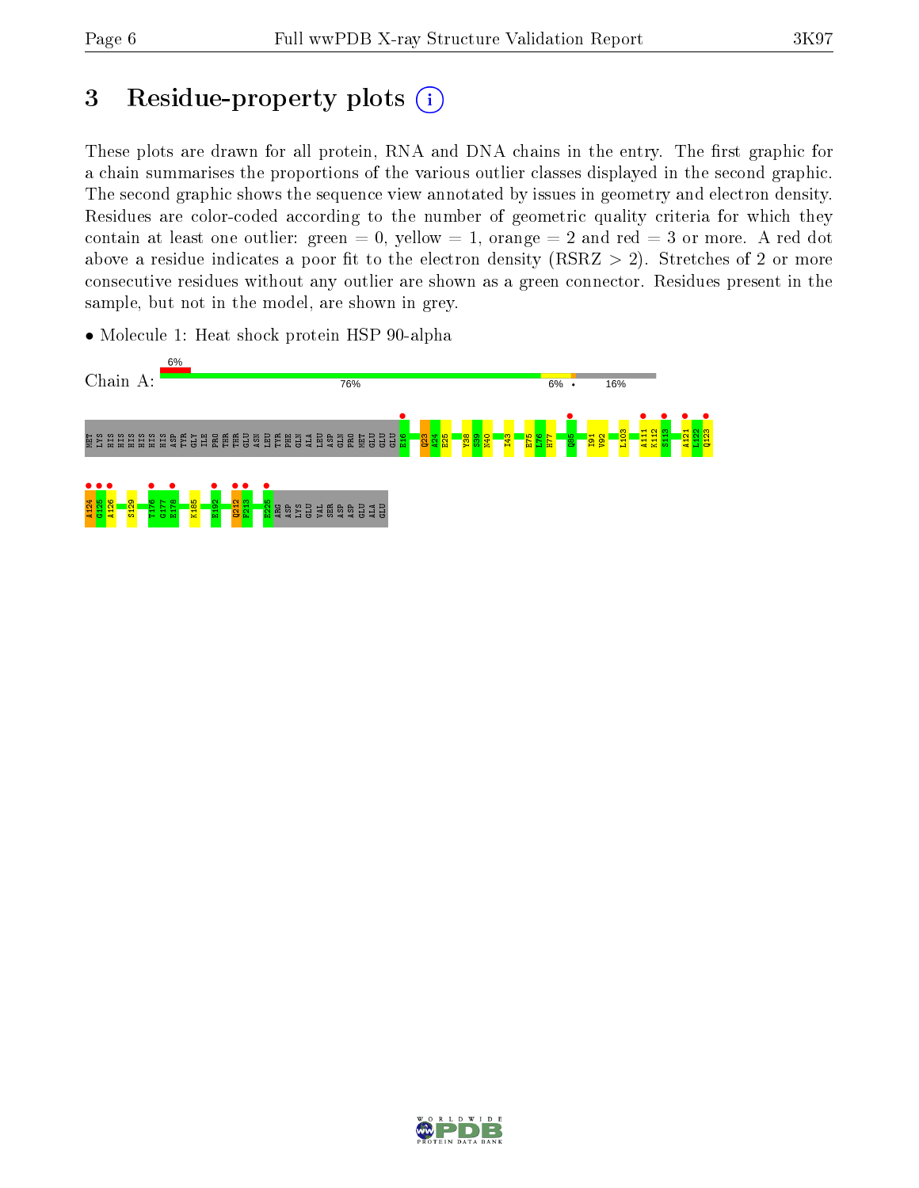# 3 Residue-property plots

These plots are drawn for all protein, RNA and DNA chains in the entry. The first graphic for a chain summarises the proportions of the various outlier classes displayed in the second graphic. The second graphic shows the sequence view annotated by issues in geometry and electron density. Residues are color-coded according to the number of geometric quality criteria for which they contain at least one outlier: green = 0, yellow = 1, orange = 2 and red = 3 or more. A red dot above a residue indicates a poor fit to the electron density (RSRZ > 2). Stretches of 2 or more consecutive residues without any outlier are shown as a green connector. Residues present in the sample, but not in the model, are shown in grey.

- Molecule 1: Heat shock protein HSP 90-alpha

Chain A: 6% | 76% | 6% | • | 16%

MET LYS HIS HIS HIS HIS HIS HIS ASP TYR GLY ILE PRO THR THR GLU ASN LEU TYR PHE GLN ALA LEU ASP GLN PRO MET GLU GLU GLU E16 Q23 A24 E25 Y38 S39 N40 I43 E75 L76 H77 Q85 I91 V92 L103 A111 K112 S113 A121 L122 Q123

A124 G125 A126 S129 T176 G177 E178 K185 E192 Q212 F213 E225 ARG ASP LYS GLU VAL SER ASP ASP GLU ALA GLU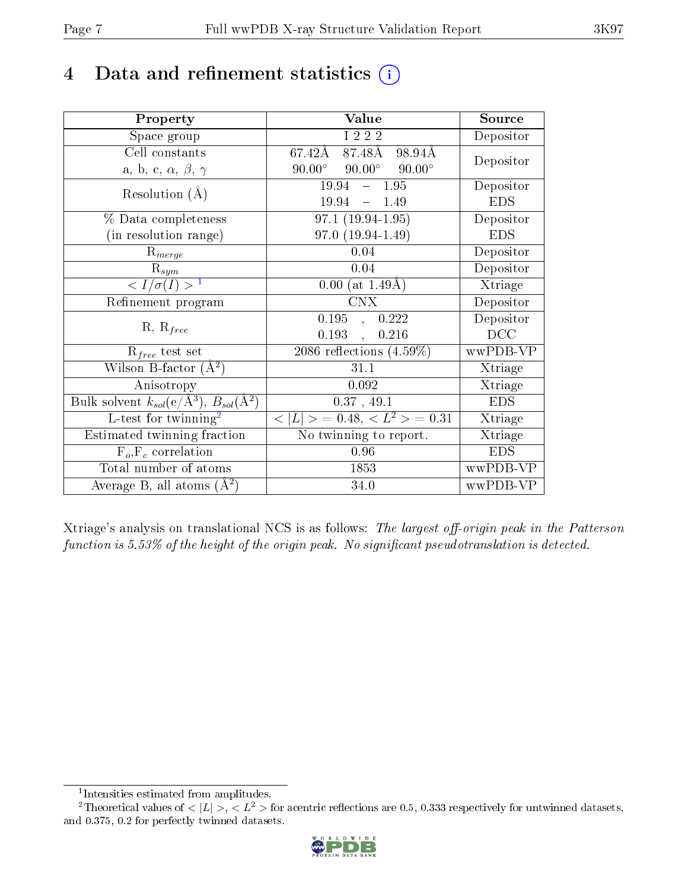# 4 Data and refinement statistics

| Property | Value | Source |
|---|---|---|
| Space group | I 2 2 2 | Depositor |
| Cell constants<br>a, b, c, $\alpha$, $\beta$, $\gamma$ | 67.42Å 87.48Å 98.94Å<br>90.00° 90.00° 90.00° | Depositor |
| Resolution (Å) | 19.94 – 1.95<br>19.94 – 1.49 | Depositor<br>EDS |
| % Data completeness<br>(in resolution range) | 97.1 (19.94-1.95)<br>97.0 (19.94-1.49) | Depositor<br>EDS |
| $R_{merge}$ | 0.04 | Depositor |
| $R_{sym}$ | 0.04 | Depositor |
| $< I/\sigma(I) >$ [1] | 0.00 (at 1.49Å) | Xtriage |
| Refinement program | CNX | Depositor |
| R, $R_{free}$ | 0.195 , 0.222<br>0.193 , 0.216 | Depositor<br>DCC |
| $R_{free}$ test set | 2086 reflections (4.59%) | wwPDB-VP |
| Wilson B-factor (Å$^2$) | 31.1 | Xtriage |
| Anisotropy | 0.092 | Xtriage |
| Bulk solvent $k_{sol}$(e/Å$^3$), $B_{sol}$(Å$^2$) | 0.37 , 49.1 | EDS |
| L-test for twinning[2] | $< \lvert L \rvert >$ = 0.48, $< L^2 >$ = 0.31 | Xtriage |
| Estimated twinning fraction | No twinning to report. | Xtriage |
| $F_o$,$F_c$ correlation | 0.96 | EDS |
| Total number of atoms | 1853 | wwPDB-VP |
| Average B, all atoms (Å$^2$) | 34.0 | wwPDB-VP |

Xtriage's analysis on translational NCS is as follows: *The largest off-origin peak in the Patterson function is 5.53% of the height of the origin peak. No significant pseudotranslation is detected.*

[1] Intensities estimated from amplitudes.

[2] Theoretical values of $< \lvert L \rvert >$, $< L^2 >$ for acentric reflections are 0.5, 0.333 respectively for untwinned datasets, and 0.375, 0.2 for perfectly twinned datasets.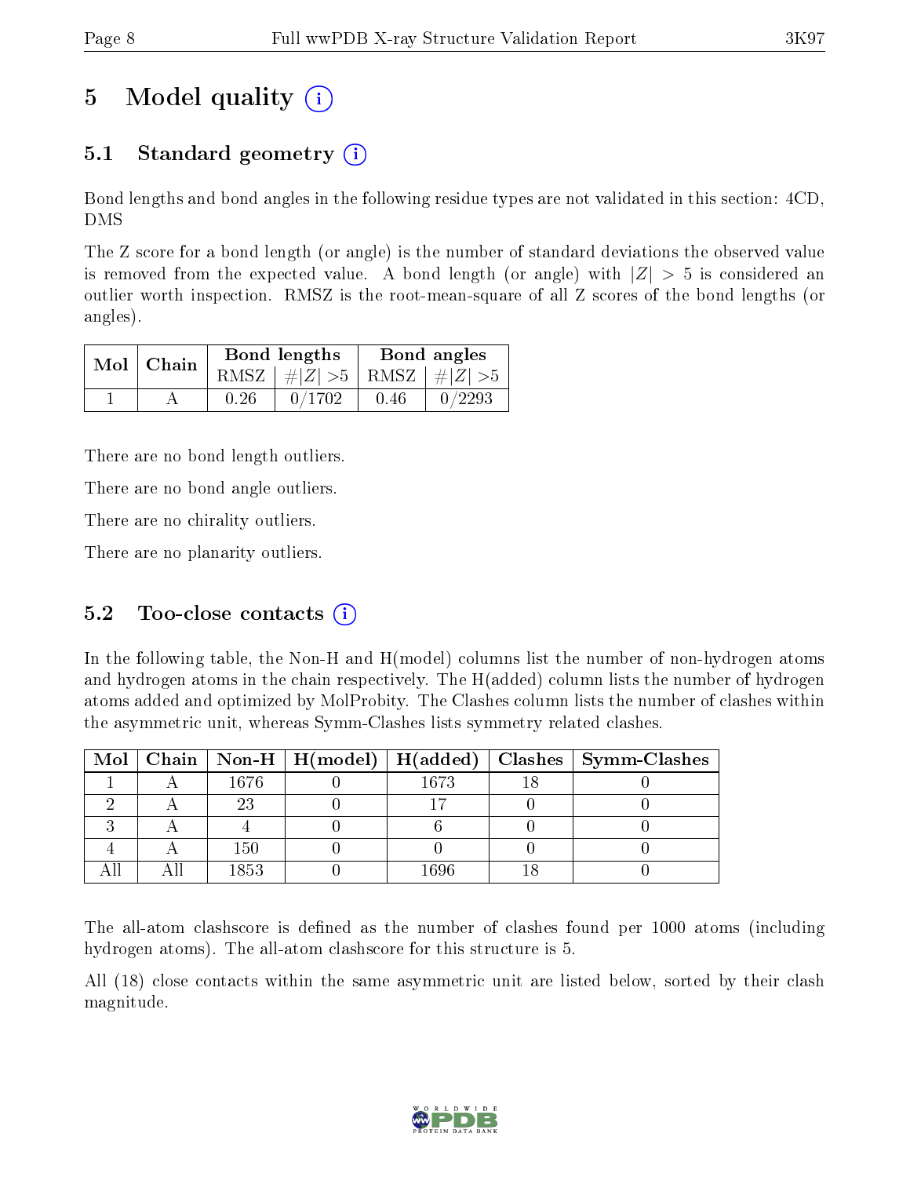# 5 Model quality (i)

## 5.1 Standard geometry (i)

Bond lengths and bond angles in the following residue types are not validated in this section: 4CD, DMS

The Z score for a bond length (or angle) is the number of standard deviations the observed value is removed from the expected value. A bond length (or angle) with $|Z| > 5$ is considered an outlier worth inspection. RMSZ is the root-mean-square of all Z scores of the bond lengths (or angles).

| Mol | Chain | Bond lengths | | Bond angles | |
|---|---|---|---|---|---|
| | | RMSZ | $\#|Z| > 5$ | RMSZ | $\#|Z| > 5$ |
| 1 | A | 0.26 | 0/1702 | 0.46 | 0/2293 |

There are no bond length outliers.

There are no bond angle outliers.

There are no chirality outliers.

There are no planarity outliers.

## 5.2 Too-close contacts (i)

In the following table, the Non-H and H(model) columns list the number of non-hydrogen atoms and hydrogen atoms in the chain respectively. The H(added) column lists the number of hydrogen atoms added and optimized by MolProbity. The Clashes column lists the number of clashes within the asymmetric unit, whereas Symm-Clashes lists symmetry related clashes.

| Mol | Chain | Non-H | H(model) | H(added) | Clashes | Symm-Clashes |
|---|---|---|---|---|---|---|
| 1 | A | 1676 | 0 | 1673 | 18 | 0 |
| 2 | A | 23 | 0 | 17 | 0 | 0 |
| 3 | A | 4 | 0 | 6 | 0 | 0 |
| 4 | A | 150 | 0 | 0 | 0 | 0 |
| All | All | 1853 | 0 | 1696 | 18 | 0 |

The all-atom clashscore is defined as the number of clashes found per 1000 atoms (including hydrogen atoms). The all-atom clashscore for this structure is 5.

All (18) close contacts within the same asymmetric unit are listed below, sorted by their clash magnitude.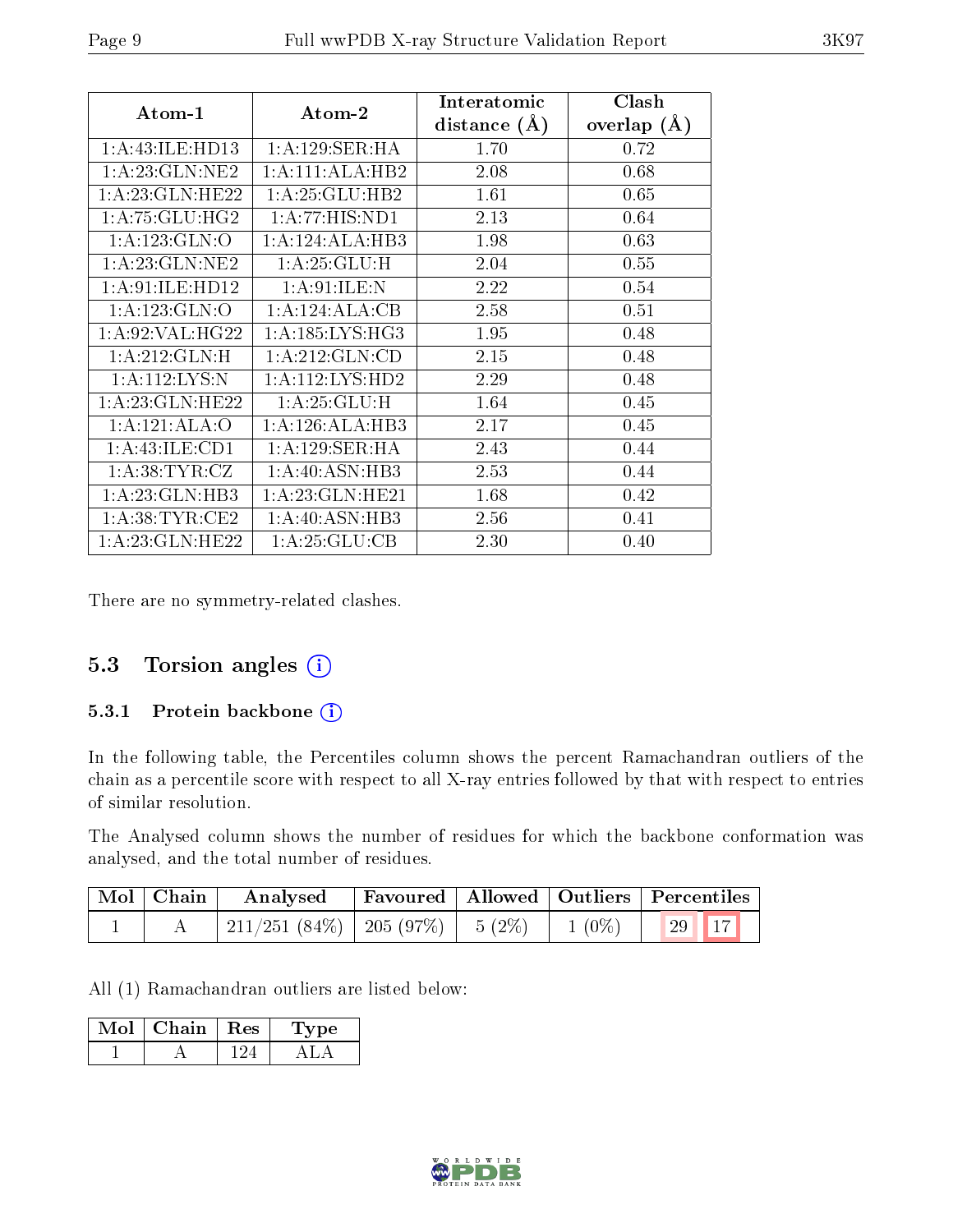| Atom-1 | Atom-2 | Interatomic distance (Å) | Clash overlap (Å) |
|---|---|---|---|
| 1:A:43:ILE:HD13 | 1:A:129:SER:HA | 1.70 | 0.72 |
| 1:A:23:GLN:NE2 | 1:A:111:ALA:HB2 | 2.08 | 0.68 |
| 1:A:23:GLN:HE22 | 1:A:25:GLU:HB2 | 1.61 | 0.65 |
| 1:A:75:GLU:HG2 | 1:A:77:HIS:ND1 | 2.13 | 0.64 |
| 1:A:123:GLN:O | 1:A:124:ALA:HB3 | 1.98 | 0.63 |
| 1:A:23:GLN:NE2 | 1:A:25:GLU:H | 2.04 | 0.55 |
| 1:A:91:ILE:HD12 | 1:A:91:ILE:N | 2.22 | 0.54 |
| 1:A:123:GLN:O | 1:A:124:ALA:CB | 2.58 | 0.51 |
| 1:A:92:VAL:HG22 | 1:A:185:LYS:HG3 | 1.95 | 0.48 |
| 1:A:212:GLN:H | 1:A:212:GLN:CD | 2.15 | 0.48 |
| 1:A:112:LYS:N | 1:A:112:LYS:HD2 | 2.29 | 0.48 |
| 1:A:23:GLN:HE22 | 1:A:25:GLU:H | 1.64 | 0.45 |
| 1:A:121:ALA:O | 1:A:126:ALA:HB3 | 2.17 | 0.45 |
| 1:A:43:ILE:CD1 | 1:A:129:SER:HA | 2.43 | 0.44 |
| 1:A:38:TYR:CZ | 1:A:40:ASN:HB3 | 2.53 | 0.44 |
| 1:A:23:GLN:HB3 | 1:A:23:GLN:HE21 | 1.68 | 0.42 |
| 1:A:38:TYR:CE2 | 1:A:40:ASN:HB3 | 2.56 | 0.41 |
| 1:A:23:GLN:HE22 | 1:A:25:GLU:CB | 2.30 | 0.40 |

There are no symmetry-related clashes.

### 5.3 Torsion angles

#### 5.3.1 Protein backbone

In the following table, the Percentiles column shows the percent Ramachandran outliers of the chain as a percentile score with respect to all X-ray entries followed by that with respect to entries of similar resolution.

The Analysed column shows the number of residues for which the backbone conformation was analysed, and the total number of residues.

| Mol | Chain | Analysed | Favoured | Allowed | Outliers | Percentiles | |
|---|---|---|---|---|---|---|---|
| 1 | A | 211/251 (84%) | 205 (97%) | 5 (2%) | 1 (0%) | 29 | 17 |

All (1) Ramachandran outliers are listed below:

| Mol | Chain | Res | Type |
|---|---|---|---|
| 1 | A | 124 | ALA |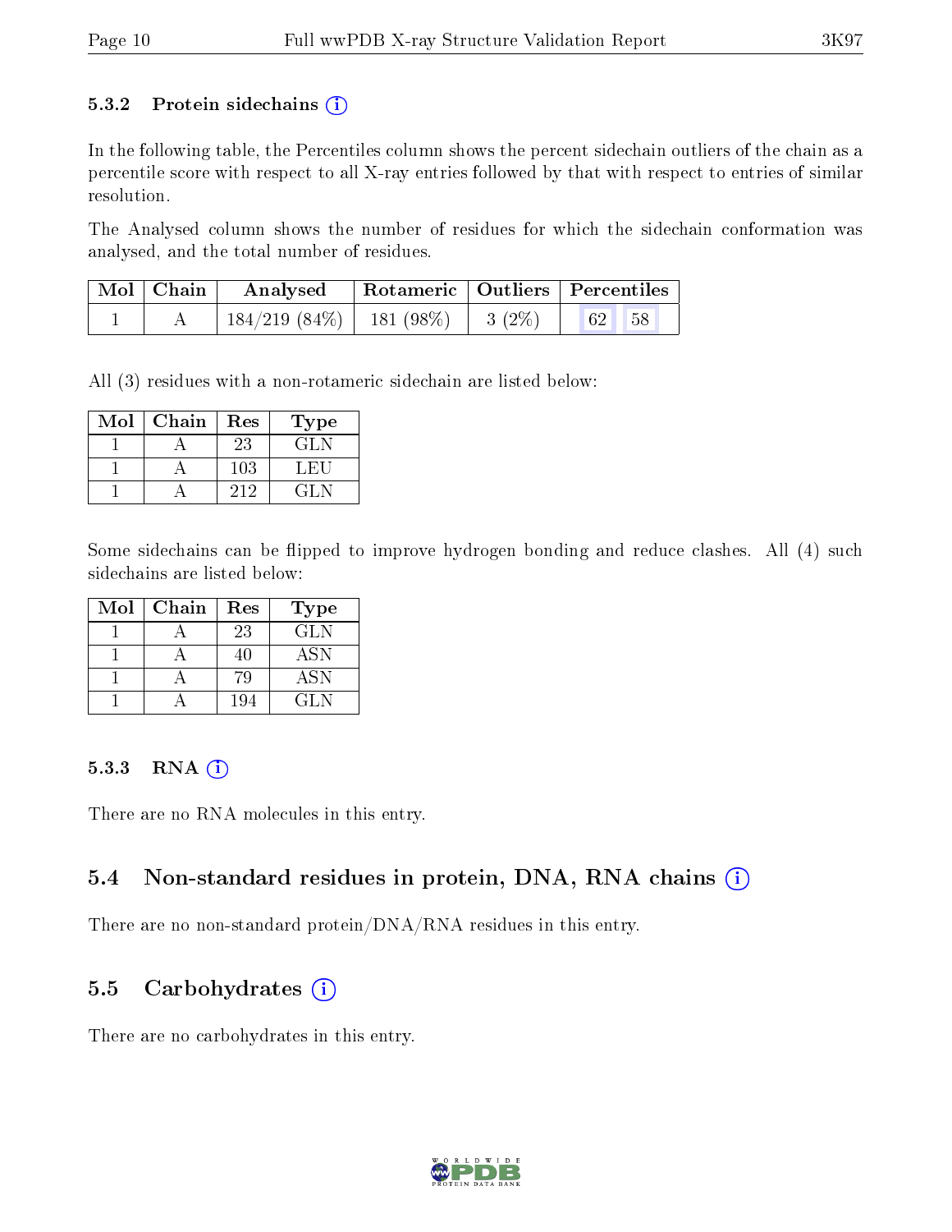### 5.3.2 Protein sidechains (i)

In the following table, the Percentiles column shows the percent sidechain outliers of the chain as a percentile score with respect to all X-ray entries followed by that with respect to entries of similar resolution.

The Analysed column shows the number of residues for which the sidechain conformation was analysed, and the total number of residues.

| Mol | Chain | Analysed | Rotameric | Outliers | Percentiles | |
|---|---|---|---|---|---|---|
| 1 | A | 184/219 (84%) | 181 (98%) | 3 (2%) | 62 | 58 |

All (3) residues with a non-rotameric sidechain are listed below:

| Mol | Chain | Res | Type |
|---|---|---|---|
| 1 | A | 23 | GLN |
| 1 | A | 103 | LEU |
| 1 | A | 212 | GLN |

Some sidechains can be flipped to improve hydrogen bonding and reduce clashes. All (4) such sidechains are listed below:

| Mol | Chain | Res | Type |
|---|---|---|---|
| 1 | A | 23 | GLN |
| 1 | A | 40 | ASN |
| 1 | A | 79 | ASN |
| 1 | A | 194 | GLN |

### 5.3.3 RNA (i)

There are no RNA molecules in this entry.

## 5.4 Non-standard residues in protein, DNA, RNA chains (i)

There are no non-standard protein/DNA/RNA residues in this entry.

## 5.5 Carbohydrates (i)

There are no carbohydrates in this entry.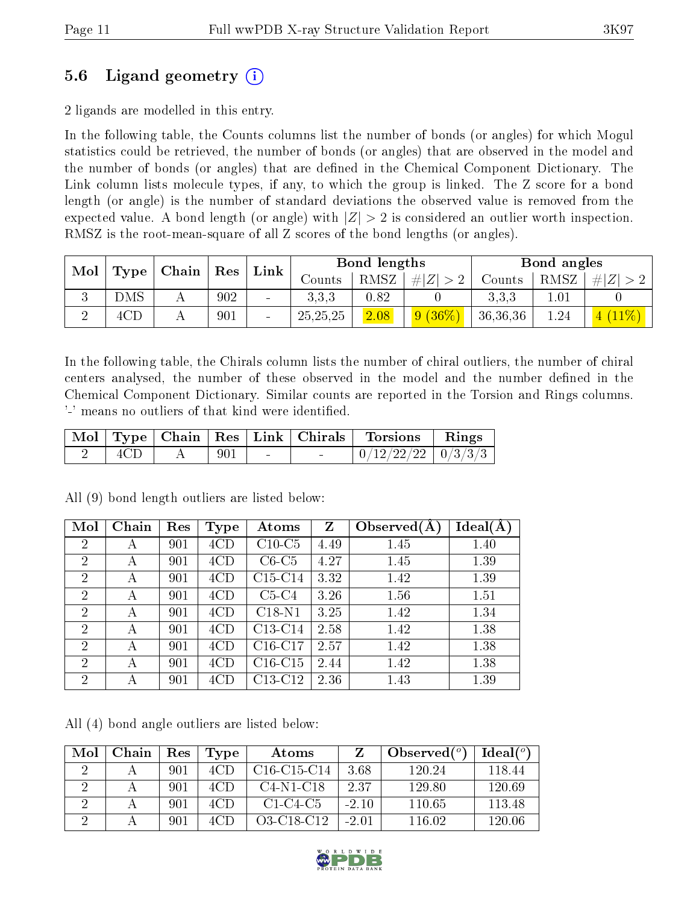## 5.6 Ligand geometry (i)

2 ligands are modelled in this entry.

In the following table, the Counts columns list the number of bonds (or angles) for which Mogul statistics could be retrieved, the number of bonds (or angles) that are observed in the model and the number of bonds (or angles) that are defined in the Chemical Component Dictionary. The Link column lists molecule types, if any, to which the group is linked. The Z score for a bond length (or angle) is the number of standard deviations the observed value is removed from the expected value. A bond length (or angle) with $|Z| > 2$ is considered an outlier worth inspection. RMSZ is the root-mean-square of all Z scores of the bond lengths (or angles).

| Mol | Type | Chain | Res | Link | Bond lengths | | | Bond angles | | |
|---|---|---|---|---|---|---|---|---|---|---|
| | | | | | Counts | RMSZ | $\#\|Z\| > 2$ | Counts | RMSZ | $\#\|Z\| > 2$ |
| 3 | DMS | A | 902 | - | 3,3,3 | 0.82 | 0 | 3,3,3 | 1.01 | 0 |
| 2 | 4CD | A | 901 | - | 25,25,25 | 2.08 | 9 (36%) | 36,36,36 | 1.24 | 4 (11%) |

In the following table, the Chirals column lists the number of chiral outliers, the number of chiral centers analysed, the number of these observed in the model and the number defined in the Chemical Component Dictionary. Similar counts are reported in the Torsion and Rings columns. '-' means no outliers of that kind were identified.

| Mol | Type | Chain | Res | Link | Chirals | Torsions | Rings |
|---|---|---|---|---|---|---|---|
| 2 | 4CD | A | 901 | - | - | 0/12/22/22 | 0/3/3/3 |

All (9) bond length outliers are listed below:

| Mol | Chain | Res | Type | Atoms | Z | Observed(Å) | Ideal(Å) |
|---|---|---|---|---|---|---|---|
| 2 | A | 901 | 4CD | C10-C5 | 4.49 | 1.45 | 1.40 |
| 2 | A | 901 | 4CD | C6-C5 | 4.27 | 1.45 | 1.39 |
| 2 | A | 901 | 4CD | C15-C14 | 3.32 | 1.42 | 1.39 |
| 2 | A | 901 | 4CD | C5-C4 | 3.26 | 1.56 | 1.51 |
| 2 | A | 901 | 4CD | C18-N1 | 3.25 | 1.42 | 1.34 |
| 2 | A | 901 | 4CD | C13-C14 | 2.58 | 1.42 | 1.38 |
| 2 | A | 901 | 4CD | C16-C17 | 2.57 | 1.42 | 1.38 |
| 2 | A | 901 | 4CD | C16-C15 | 2.44 | 1.42 | 1.38 |
| 2 | A | 901 | 4CD | C13-C12 | 2.36 | 1.43 | 1.39 |

All (4) bond angle outliers are listed below:

| Mol | Chain | Res | Type | Atoms | Z | Observed(°) | Ideal(°) |
|---|---|---|---|---|---|---|---|
| 2 | A | 901 | 4CD | C16-C15-C14 | 3.68 | 120.24 | 118.44 |
| 2 | A | 901 | 4CD | C4-N1-C18 | 2.37 | 129.80 | 120.69 |
| 2 | A | 901 | 4CD | C1-C4-C5 | -2.10 | 110.65 | 113.48 |
| 2 | A | 901 | 4CD | O3-C18-C12 | -2.01 | 116.02 | 120.06 |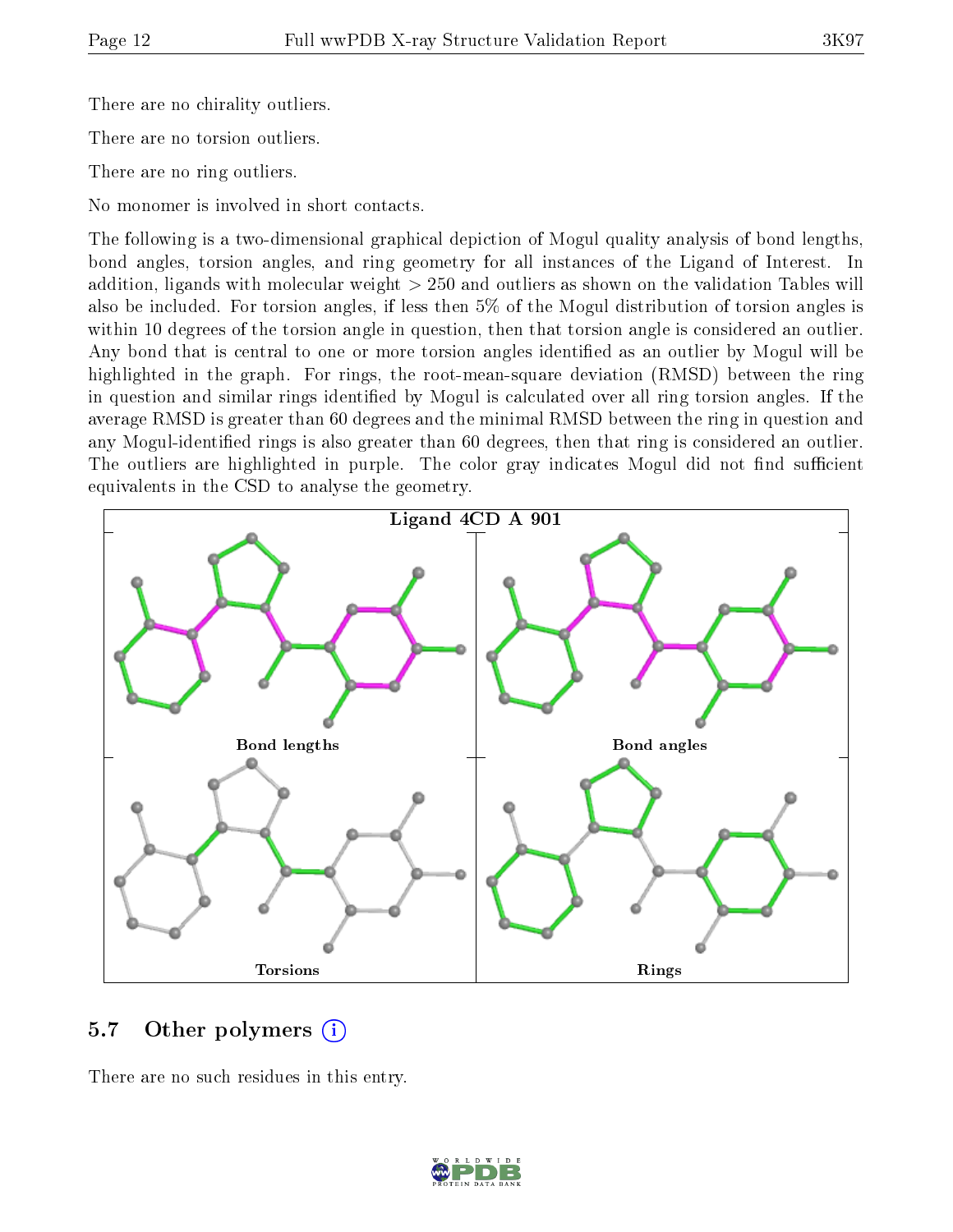There are no chirality outliers.

There are no torsion outliers.

There are no ring outliers.

No monomer is involved in short contacts.

The following is a two-dimensional graphical depiction of Mogul quality analysis of bond lengths, bond angles, torsion angles, and ring geometry for all instances of the Ligand of Interest. In addition, ligands with molecular weight > 250 and outliers as shown on the validation Tables will also be included. For torsion angles, if less then 5% of the Mogul distribution of torsion angles is within 10 degrees of the torsion angle in question, then that torsion angle is considered an outlier. Any bond that is central to one or more torsion angles identified as an outlier by Mogul will be highlighted in the graph. For rings, the root-mean-square deviation (RMSD) between the ring in question and similar rings identified by Mogul is calculated over all ring torsion angles. If the average RMSD is greater than 60 degrees and the minimal RMSD between the ring in question and any Mogul-identified rings is also greater than 60 degrees, then that ring is considered an outlier. The outliers are highlighted in purple. The color gray indicates Mogul did not find sufficient equivalents in the CSD to analyse the geometry.

**Ligand 4CD A 901**

Bond lengths | Bond angles | Torsions | Rings

## 5.7 Other polymers

There are no such residues in this entry.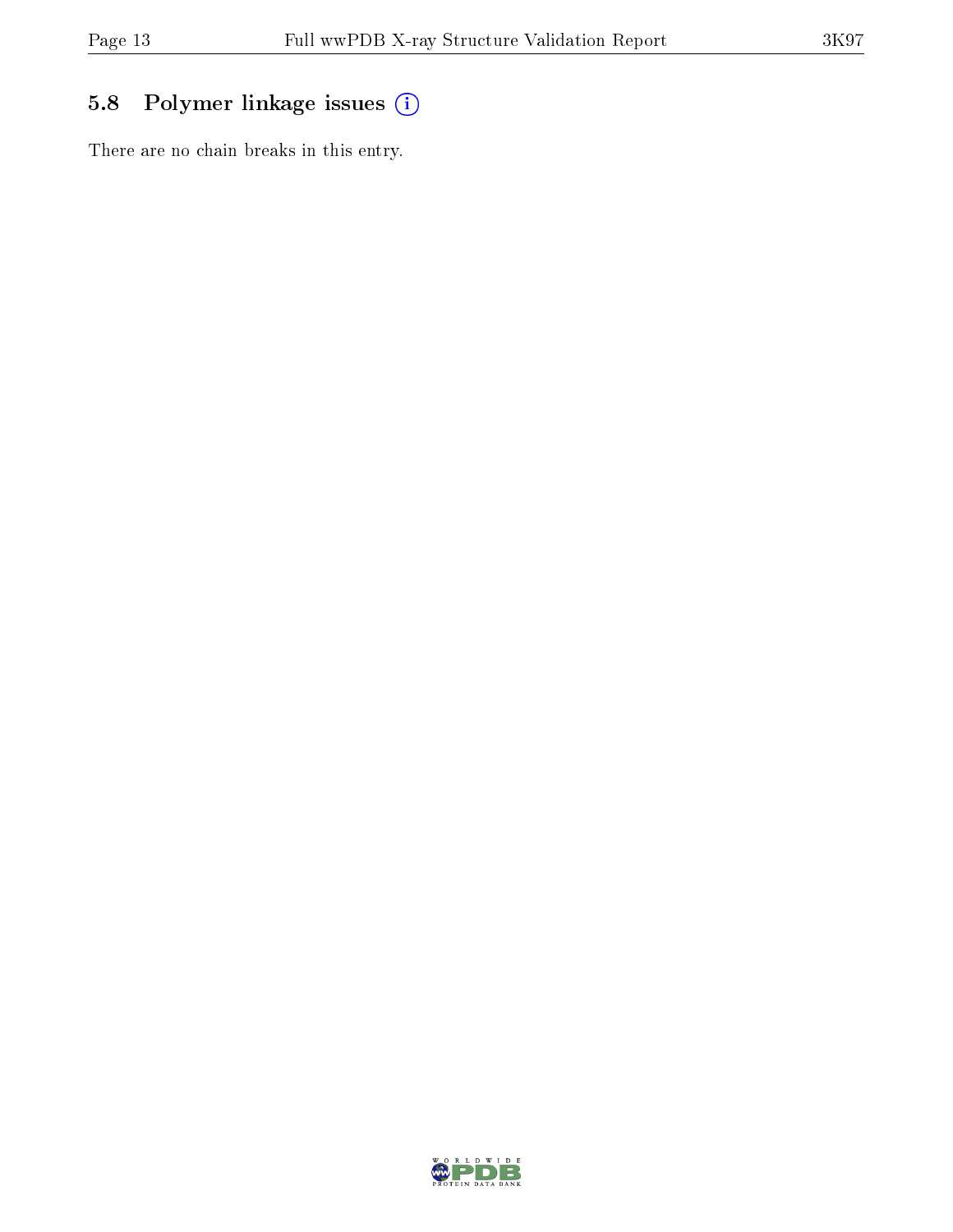## 5.8 Polymer linkage issues

There are no chain breaks in this entry.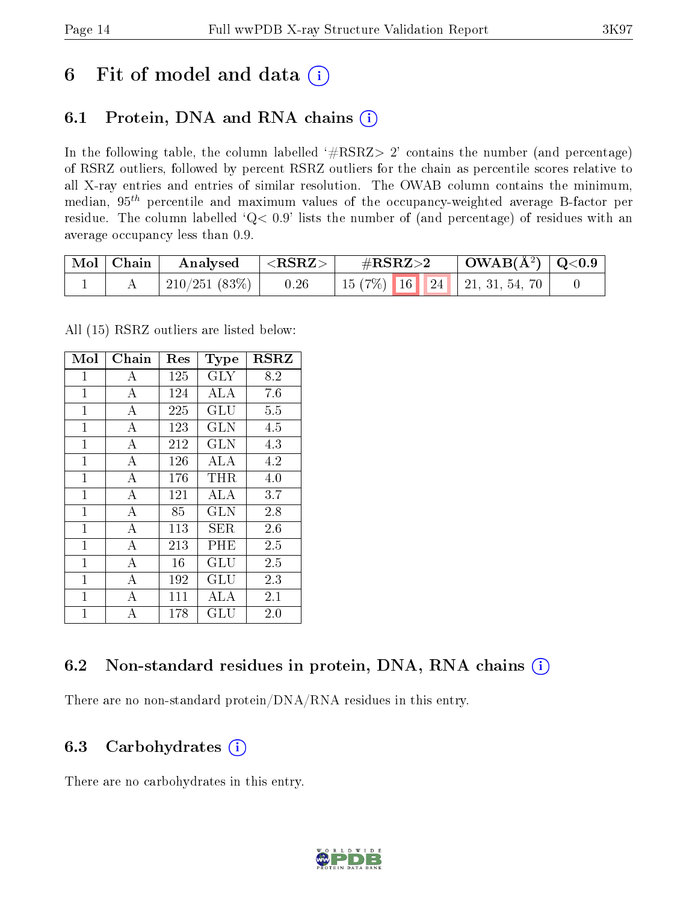# 6 Fit of model and data

## 6.1 Protein, DNA and RNA chains

In the following table, the column labelled '#RSRZ> 2' contains the number (and percentage) of RSRZ outliers, followed by percent RSRZ outliers for the chain as percentile scores relative to all X-ray entries and entries of similar resolution. The OWAB column contains the minimum, median, $95^{th}$ percentile and maximum values of the occupancy-weighted average B-factor per residue. The column labelled 'Q< 0.9' lists the number of (and percentage) of residues with an average occupancy less than 0.9.

| Mol | Chain | Analysed | <RSRZ> | #RSRZ>2 | | | OWAB(Å$^2$) | Q<0.9 |
|---|---|---|---|---|---|---|---|---|
| 1 | A | 210/251 (83%) | 0.26 | 15 (7%) | 16 | 24 | 21, 31, 54, 70 | 0 |

All (15) RSRZ outliers are listed below:

| Mol | Chain | Res | Type | RSRZ |
|---|---|---|---|---|
| 1 | A | 125 | GLY | 8.2 |
| 1 | A | 124 | ALA | 7.6 |
| 1 | A | 225 | GLU | 5.5 |
| 1 | A | 123 | GLN | 4.5 |
| 1 | A | 212 | GLN | 4.3 |
| 1 | A | 126 | ALA | 4.2 |
| 1 | A | 176 | THR | 4.0 |
| 1 | A | 121 | ALA | 3.7 |
| 1 | A | 85 | GLN | 2.8 |
| 1 | A | 113 | SER | 2.6 |
| 1 | A | 213 | PHE | 2.5 |
| 1 | A | 16 | GLU | 2.5 |
| 1 | A | 192 | GLU | 2.3 |
| 1 | A | 111 | ALA | 2.1 |
| 1 | A | 178 | GLU | 2.0 |

## 6.2 Non-standard residues in protein, DNA, RNA chains

There are no non-standard protein/DNA/RNA residues in this entry.

## 6.3 Carbohydrates

There are no carbohydrates in this entry.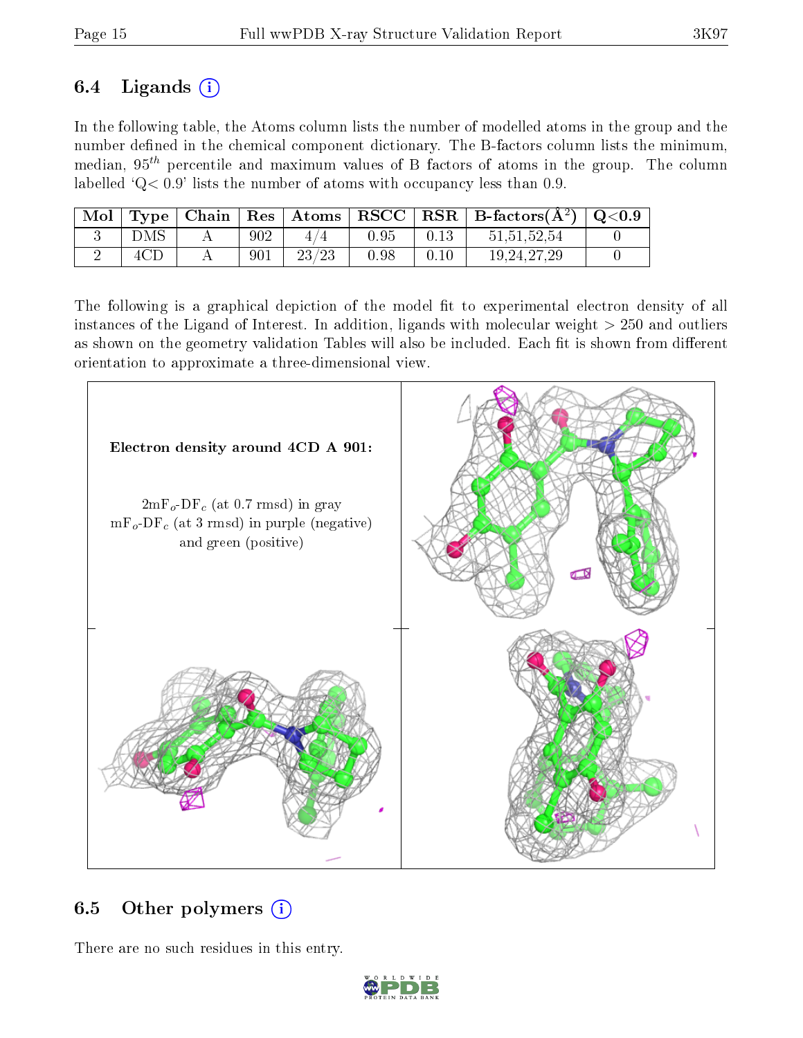## 6.4 Ligands

In the following table, the Atoms column lists the number of modelled atoms in the group and the number defined in the chemical component dictionary. The B-factors column lists the minimum, median, $95^{th}$ percentile and maximum values of B factors of atoms in the group. The column labelled 'Q< 0.9' lists the number of atoms with occupancy less than 0.9.

| Mol | Type | Chain | Res | Atoms | RSCC | RSR | B-factors(Å$^2$) | Q<0.9 |
|---|---|---|---|---|---|---|---|---|
| 3 | DMS | A | 902 | 4/4 | 0.95 | 0.13 | 51,51,52,54 | 0 |
| 2 | 4CD | A | 901 | 23/23 | 0.98 | 0.10 | 19,24,27,29 | 0 |

The following is a graphical depiction of the model fit to experimental electron density of all instances of the Ligand of Interest. In addition, ligands with molecular weight > 250 and outliers as shown on the geometry validation Tables will also be included. Each fit is shown from different orientation to approximate a three-dimensional view.

**Electron density around 4CD A 901:**

$2mF_o$-$DF_c$ (at 0.7 rmsd) in gray
$mF_o$-$DF_c$ (at 3 rmsd) in purple (negative) and green (positive)

## 6.5 Other polymers

There are no such residues in this entry.